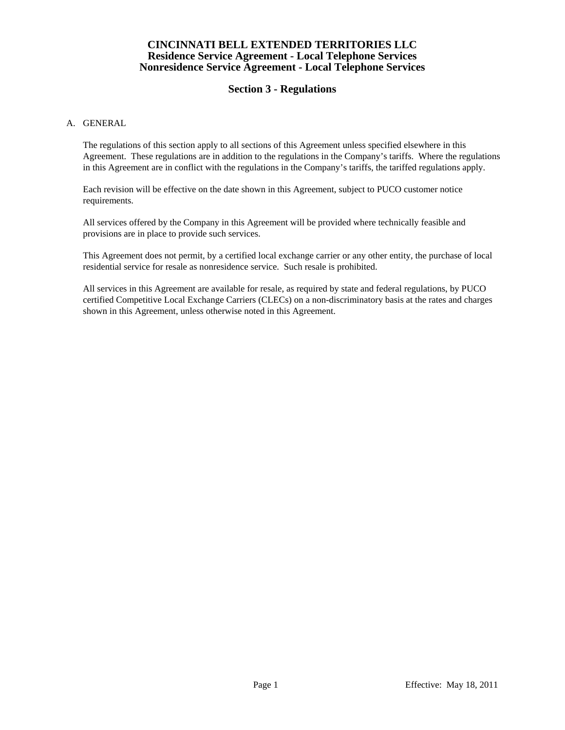# CINCINNATI BELL EXTENDED TERRITORIES LLC
## Residence Service Agreement - Local Telephone Services
## Nonresidence Service Agreement - Local Telephone Services

## Section 3 - Regulations

A. GENERAL

The regulations of this section apply to all sections of this Agreement unless specified elsewhere in this Agreement. These regulations are in addition to the regulations in the Company's tariffs. Where the regulations in this Agreement are in conflict with the regulations in the Company's tariffs, the tariffed regulations apply.

Each revision will be effective on the date shown in this Agreement, subject to PUCO customer notice requirements.

All services offered by the Company in this Agreement will be provided where technically feasible and provisions are in place to provide such services.

This Agreement does not permit, by a certified local exchange carrier or any other entity, the purchase of local residential service for resale as nonresidence service. Such resale is prohibited.

All services in this Agreement are available for resale, as required by state and federal regulations, by PUCO certified Competitive Local Exchange Carriers (CLECs) on a non-discriminatory basis at the rates and charges shown in this Agreement, unless otherwise noted in this Agreement.

Effective: May 18, 2011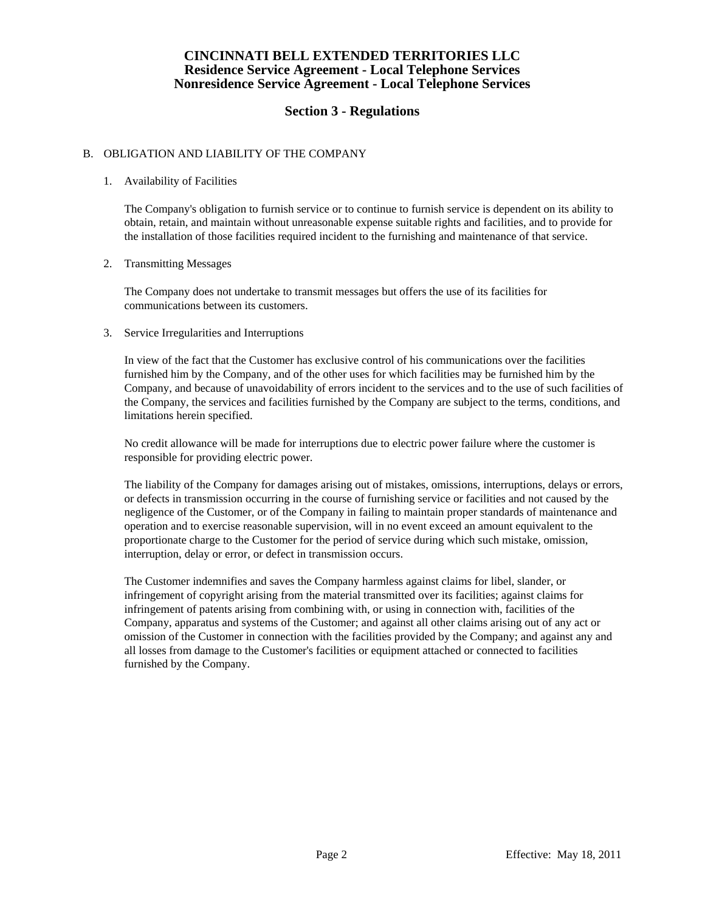# CINCINNATI BELL EXTENDED TERRITORIES LLC
# Residence Service Agreement - Local Telephone Services
# Nonresidence Service Agreement - Local Telephone Services

## Section 3 - Regulations

B. OBLIGATION AND LIABILITY OF THE COMPANY

1. Availability of Facilities

   The Company's obligation to furnish service or to continue to furnish service is dependent on its ability to obtain, retain, and maintain without unreasonable expense suitable rights and facilities, and to provide for the installation of those facilities required incident to the furnishing and maintenance of that service.

2. Transmitting Messages

   The Company does not undertake to transmit messages but offers the use of its facilities for communications between its customers.

3. Service Irregularities and Interruptions

   In view of the fact that the Customer has exclusive control of his communications over the facilities furnished him by the Company, and of the other uses for which facilities may be furnished him by the Company, and because of unavoidability of errors incident to the services and to the use of such facilities of the Company, the services and facilities furnished by the Company are subject to the terms, conditions, and limitations herein specified.

   No credit allowance will be made for interruptions due to electric power failure where the customer is responsible for providing electric power.

   The liability of the Company for damages arising out of mistakes, omissions, interruptions, delays or errors, or defects in transmission occurring in the course of furnishing service or facilities and not caused by the negligence of the Customer, or of the Company in failing to maintain proper standards of maintenance and operation and to exercise reasonable supervision, will in no event exceed an amount equivalent to the proportionate charge to the Customer for the period of service during which such mistake, omission, interruption, delay or error, or defect in transmission occurs.

   The Customer indemnifies and saves the Company harmless against claims for libel, slander, or infringement of copyright arising from the material transmitted over its facilities; against claims for infringement of patents arising from combining with, or using in connection with, facilities of the Company, apparatus and systems of the Customer; and against all other claims arising out of any act or omission of the Customer in connection with the facilities provided by the Company; and against any and all losses from damage to the Customer's facilities or equipment attached or connected to facilities furnished by the Company.

Effective: May 18, 2011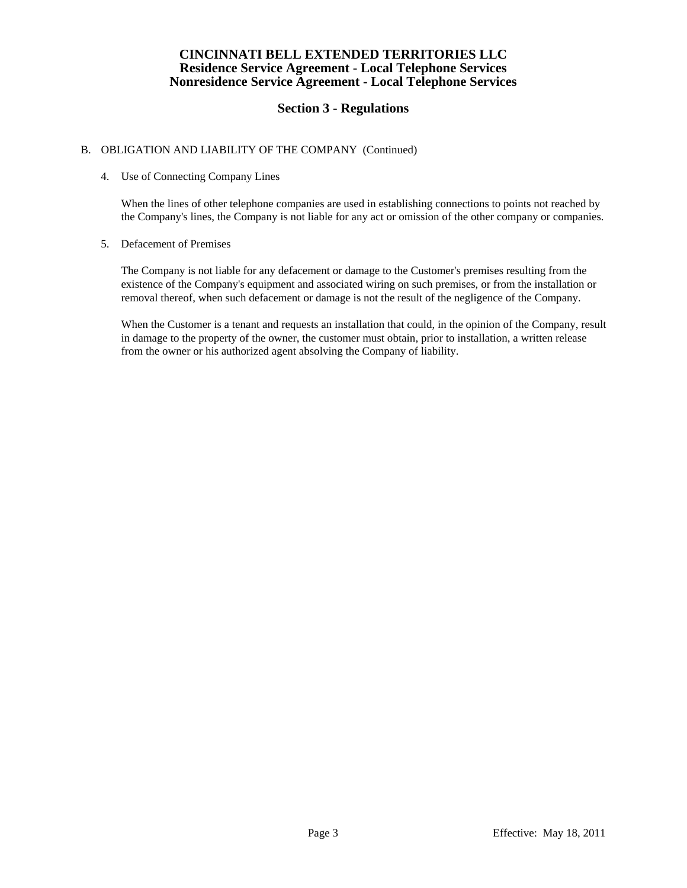B. OBLIGATION AND LIABILITY OF THE COMPANY (Continued)

4. Use of Connecting Company Lines

   When the lines of other telephone companies are used in establishing connections to points not reached by the Company's lines, the Company is not liable for any act or omission of the other company or companies.

5. Defacement of Premises

   The Company is not liable for any defacement or damage to the Customer's premises resulting from the existence of the Company's equipment and associated wiring on such premises, or from the installation or removal thereof, when such defacement or damage is not the result of the negligence of the Company.

   When the Customer is a tenant and requests an installation that could, in the opinion of the Company, result in damage to the property of the owner, the customer must obtain, prior to installation, a written release from the owner or his authorized agent absolving the Company of liability.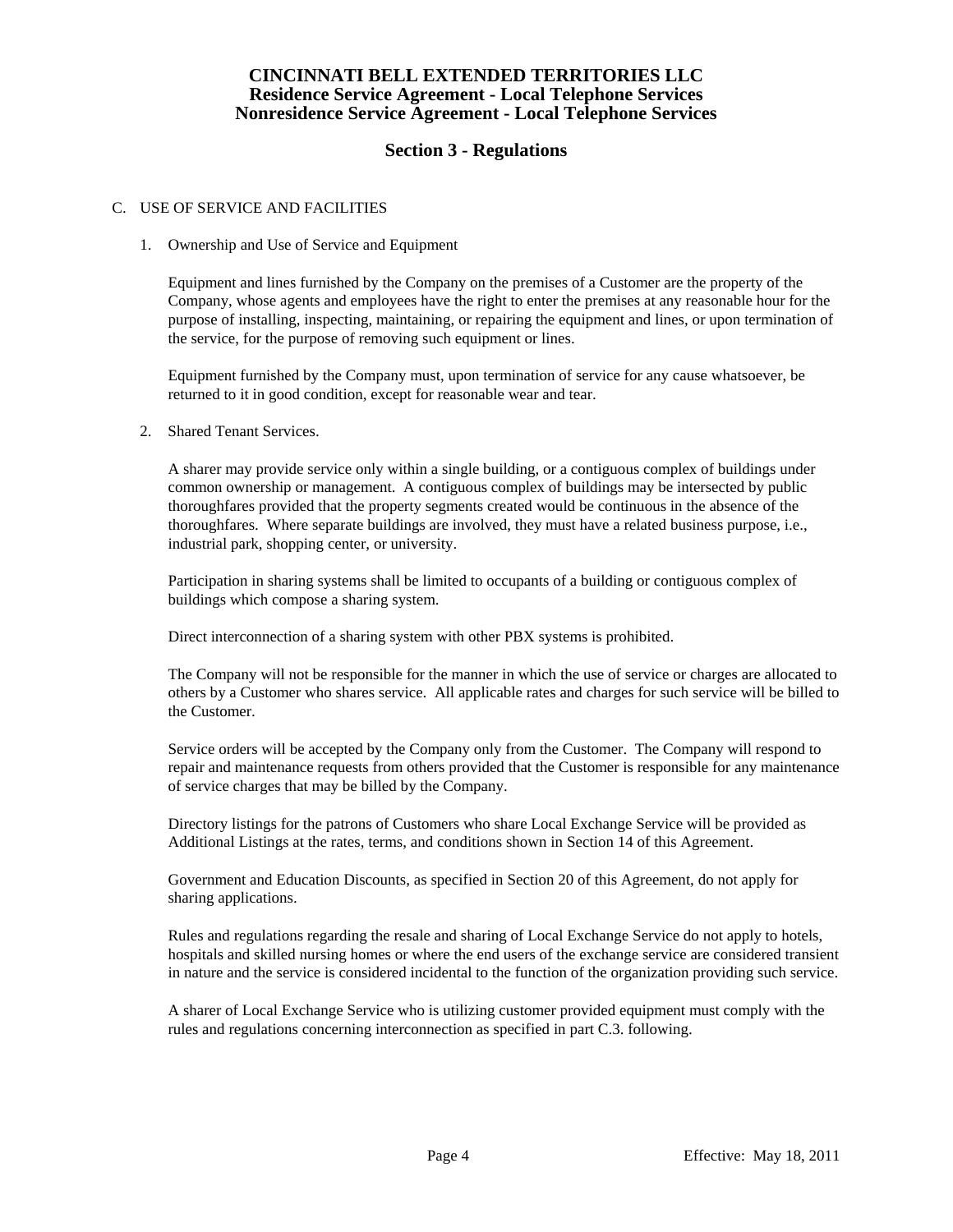# CINCINNATI BELL EXTENDED TERRITORIES LLC
# Residence Service Agreement - Local Telephone Services
# Nonresidence Service Agreement - Local Telephone Services

## Section 3 - Regulations

C. USE OF SERVICE AND FACILITIES

1. Ownership and Use of Service and Equipment

   Equipment and lines furnished by the Company on the premises of a Customer are the property of the Company, whose agents and employees have the right to enter the premises at any reasonable hour for the purpose of installing, inspecting, maintaining, or repairing the equipment and lines, or upon termination of the service, for the purpose of removing such equipment or lines.

   Equipment furnished by the Company must, upon termination of service for any cause whatsoever, be returned to it in good condition, except for reasonable wear and tear.

2. Shared Tenant Services.

   A sharer may provide service only within a single building, or a contiguous complex of buildings under common ownership or management. A contiguous complex of buildings may be intersected by public thoroughfares provided that the property segments created would be continuous in the absence of the thoroughfares. Where separate buildings are involved, they must have a related business purpose, i.e., industrial park, shopping center, or university.

   Participation in sharing systems shall be limited to occupants of a building or contiguous complex of buildings which compose a sharing system.

   Direct interconnection of a sharing system with other PBX systems is prohibited.

   The Company will not be responsible for the manner in which the use of service or charges are allocated to others by a Customer who shares service. All applicable rates and charges for such service will be billed to the Customer.

   Service orders will be accepted by the Company only from the Customer. The Company will respond to repair and maintenance requests from others provided that the Customer is responsible for any maintenance of service charges that may be billed by the Company.

   Directory listings for the patrons of Customers who share Local Exchange Service will be provided as Additional Listings at the rates, terms, and conditions shown in Section 14 of this Agreement.

   Government and Education Discounts, as specified in Section 20 of this Agreement, do not apply for sharing applications.

   Rules and regulations regarding the resale and sharing of Local Exchange Service do not apply to hotels, hospitals and skilled nursing homes or where the end users of the exchange service are considered transient in nature and the service is considered incidental to the function of the organization providing such service.

   A sharer of Local Exchange Service who is utilizing customer provided equipment must comply with the rules and regulations concerning interconnection as specified in part C.3. following.

Effective: May 18, 2011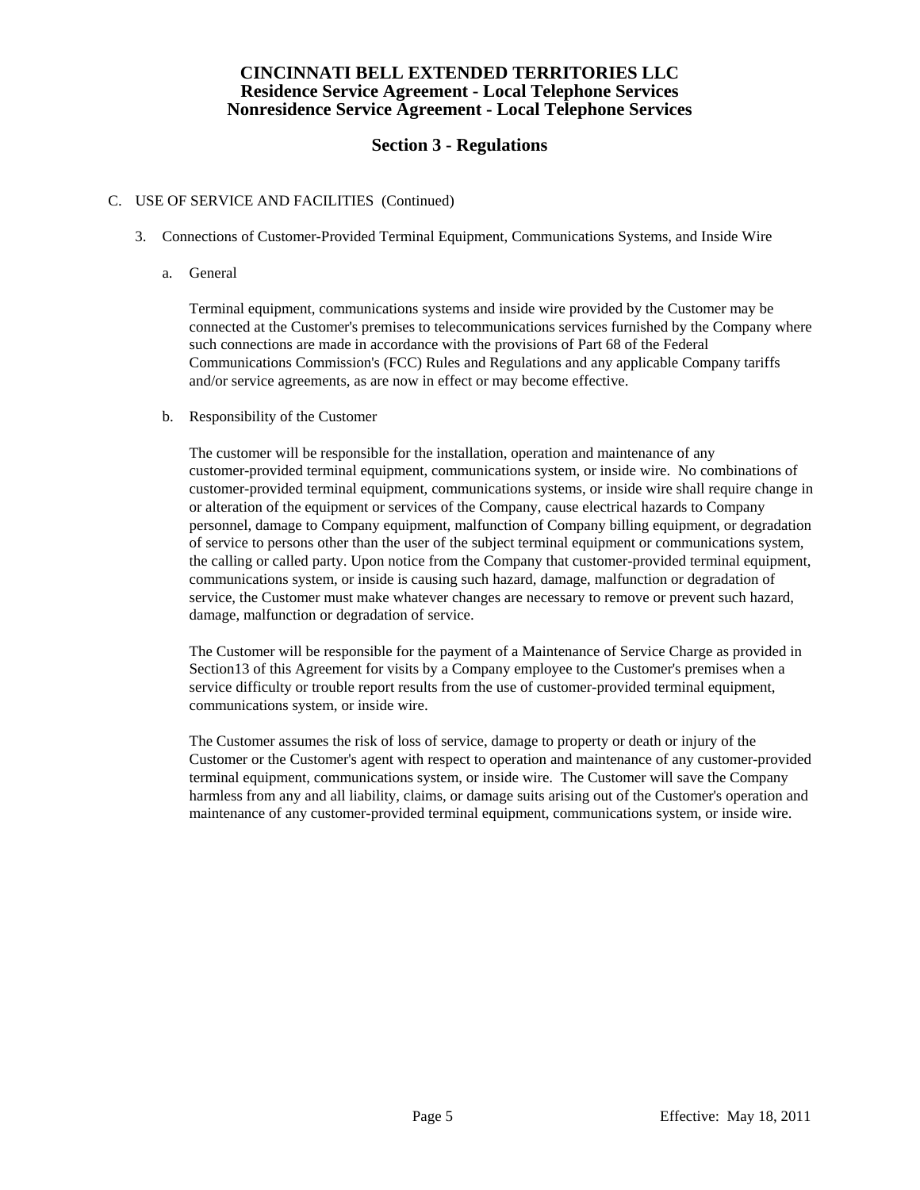# CINCINNATI BELL EXTENDED TERRITORIES LLC
## Residence Service Agreement - Local Telephone Services
## Nonresidence Service Agreement - Local Telephone Services

## Section 3 - Regulations

C. USE OF SERVICE AND FACILITIES (Continued)

3. Connections of Customer-Provided Terminal Equipment, Communications Systems, and Inside Wire

   a. General

      Terminal equipment, communications systems and inside wire provided by the Customer may be connected at the Customer's premises to telecommunications services furnished by the Company where such connections are made in accordance with the provisions of Part 68 of the Federal Communications Commission's (FCC) Rules and Regulations and any applicable Company tariffs and/or service agreements, as are now in effect or may become effective.

   b. Responsibility of the Customer

      The customer will be responsible for the installation, operation and maintenance of any customer-provided terminal equipment, communications system, or inside wire. No combinations of customer-provided terminal equipment, communications systems, or inside wire shall require change in or alteration of the equipment or services of the Company, cause electrical hazards to Company personnel, damage to Company equipment, malfunction of Company billing equipment, or degradation of service to persons other than the user of the subject terminal equipment or communications system, the calling or called party. Upon notice from the Company that customer-provided terminal equipment, communications system, or inside is causing such hazard, damage, malfunction or degradation of service, the Customer must make whatever changes are necessary to remove or prevent such hazard, damage, malfunction or degradation of service.

      The Customer will be responsible for the payment of a Maintenance of Service Charge as provided in Section13 of this Agreement for visits by a Company employee to the Customer's premises when a service difficulty or trouble report results from the use of customer-provided terminal equipment, communications system, or inside wire.

      The Customer assumes the risk of loss of service, damage to property or death or injury of the Customer or the Customer's agent with respect to operation and maintenance of any customer-provided terminal equipment, communications system, or inside wire. The Customer will save the Company harmless from any and all liability, claims, or damage suits arising out of the Customer's operation and maintenance of any customer-provided terminal equipment, communications system, or inside wire.

Effective: May 18, 2011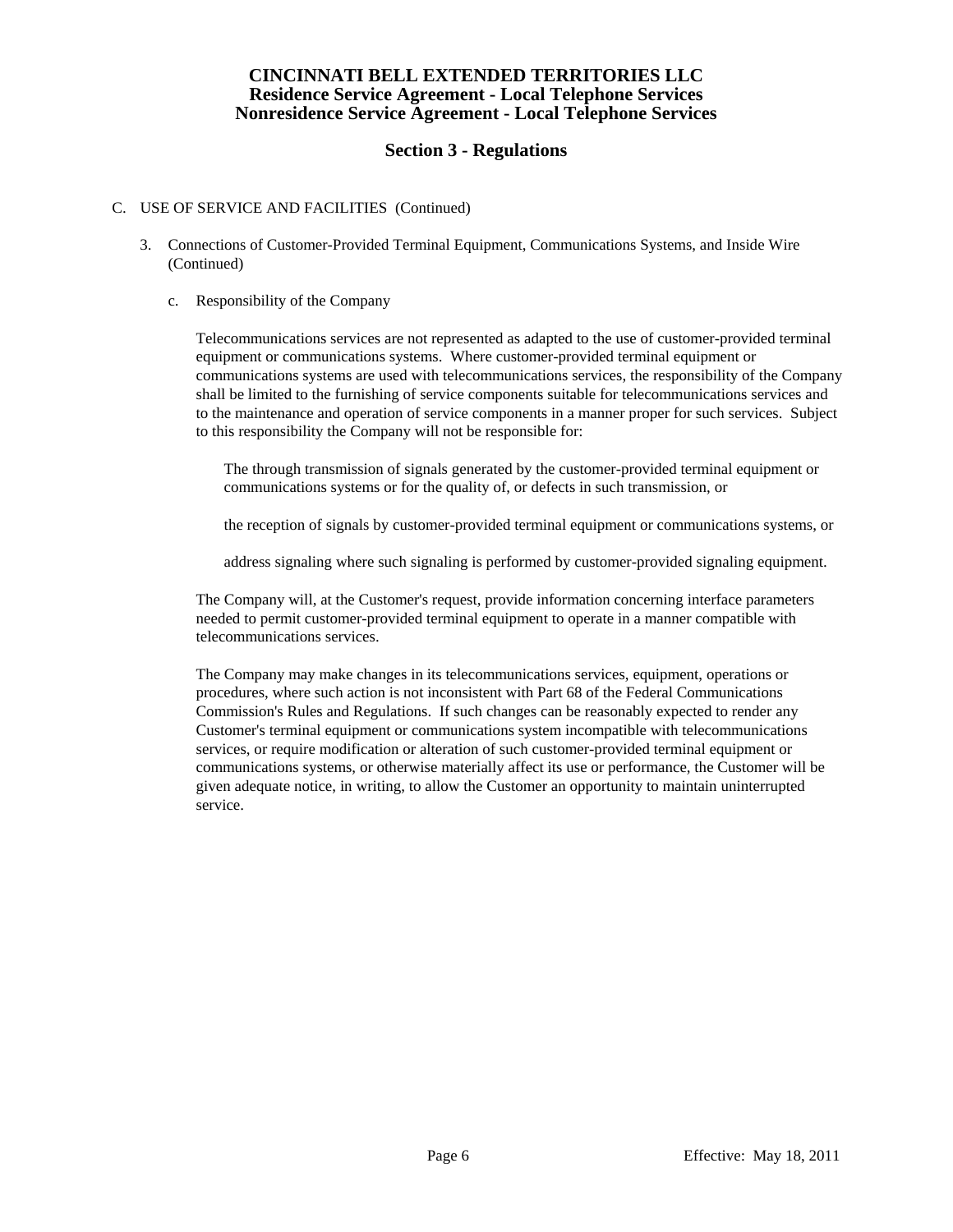# CINCINNATI BELL EXTENDED TERRITORIES LLC
## Residence Service Agreement - Local Telephone Services
## Nonresidence Service Agreement - Local Telephone Services

## Section 3 - Regulations

C. USE OF SERVICE AND FACILITIES (Continued)

3. Connections of Customer-Provided Terminal Equipment, Communications Systems, and Inside Wire (Continued)

   c. Responsibility of the Company

      Telecommunications services are not represented as adapted to the use of customer-provided terminal equipment or communications systems. Where customer-provided terminal equipment or communications systems are used with telecommunications services, the responsibility of the Company shall be limited to the furnishing of service components suitable for telecommunications services and to the maintenance and operation of service components in a manner proper for such services. Subject to this responsibility the Company will not be responsible for:

      The through transmission of signals generated by the customer-provided terminal equipment or communications systems or for the quality of, or defects in such transmission, or

      the reception of signals by customer-provided terminal equipment or communications systems, or

      address signaling where such signaling is performed by customer-provided signaling equipment.

      The Company will, at the Customer's request, provide information concerning interface parameters needed to permit customer-provided terminal equipment to operate in a manner compatible with telecommunications services.

      The Company may make changes in its telecommunications services, equipment, operations or procedures, where such action is not inconsistent with Part 68 of the Federal Communications Commission's Rules and Regulations. If such changes can be reasonably expected to render any Customer's terminal equipment or communications system incompatible with telecommunications services, or require modification or alteration of such customer-provided terminal equipment or communications systems, or otherwise materially affect its use or performance, the Customer will be given adequate notice, in writing, to allow the Customer an opportunity to maintain uninterrupted service.

Effective: May 18, 2011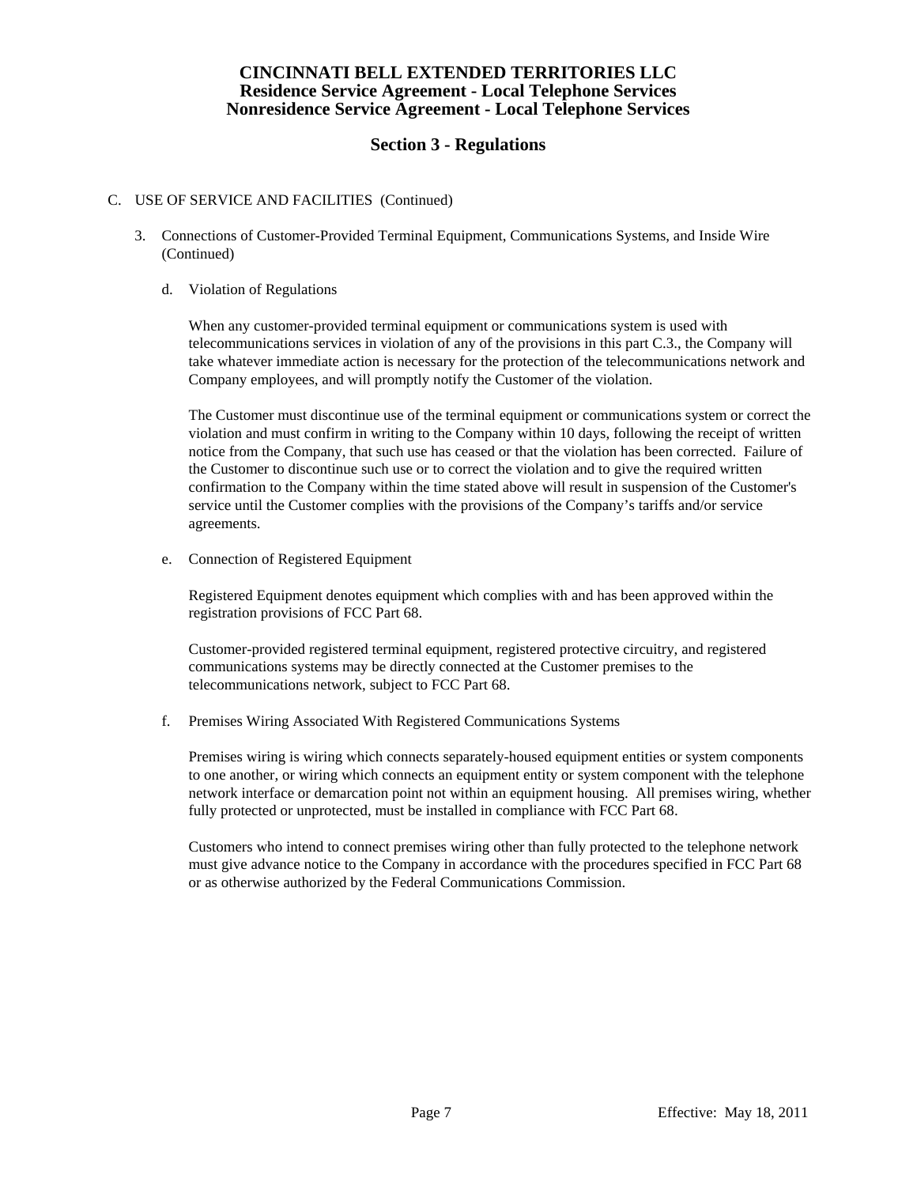# CINCINNATI BELL EXTENDED TERRITORIES LLC
## Residence Service Agreement - Local Telephone Services
## Nonresidence Service Agreement - Local Telephone Services

## Section 3 - Regulations

C. USE OF SERVICE AND FACILITIES (Continued)

3. Connections of Customer-Provided Terminal Equipment, Communications Systems, and Inside Wire (Continued)

   d. Violation of Regulations

   When any customer-provided terminal equipment or communications system is used with telecommunications services in violation of any of the provisions in this part C.3., the Company will take whatever immediate action is necessary for the protection of the telecommunications network and Company employees, and will promptly notify the Customer of the violation.

   The Customer must discontinue use of the terminal equipment or communications system or correct the violation and must confirm in writing to the Company within 10 days, following the receipt of written notice from the Company, that such use has ceased or that the violation has been corrected. Failure of the Customer to discontinue such use or to correct the violation and to give the required written confirmation to the Company within the time stated above will result in suspension of the Customer's service until the Customer complies with the provisions of the Company's tariffs and/or service agreements.

   e. Connection of Registered Equipment

   Registered Equipment denotes equipment which complies with and has been approved within the registration provisions of FCC Part 68.

   Customer-provided registered terminal equipment, registered protective circuitry, and registered communications systems may be directly connected at the Customer premises to the telecommunications network, subject to FCC Part 68.

   f. Premises Wiring Associated With Registered Communications Systems

   Premises wiring is wiring which connects separately-housed equipment entities or system components to one another, or wiring which connects an equipment entity or system component with the telephone network interface or demarcation point not within an equipment housing. All premises wiring, whether fully protected or unprotected, must be installed in compliance with FCC Part 68.

   Customers who intend to connect premises wiring other than fully protected to the telephone network must give advance notice to the Company in accordance with the procedures specified in FCC Part 68 or as otherwise authorized by the Federal Communications Commission.

Effective: May 18, 2011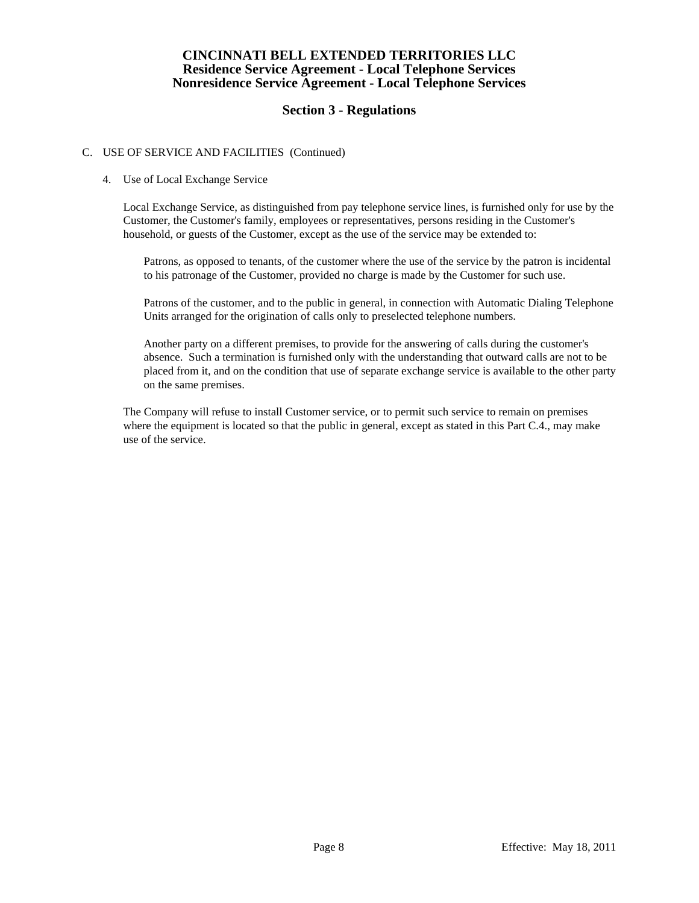# CINCINNATI BELL EXTENDED TERRITORIES LLC
## Residence Service Agreement - Local Telephone Services
## Nonresidence Service Agreement - Local Telephone Services

## Section 3 - Regulations

C. USE OF SERVICE AND FACILITIES (Continued)

4. Use of Local Exchange Service

Local Exchange Service, as distinguished from pay telephone service lines, is furnished only for use by the Customer, the Customer's family, employees or representatives, persons residing in the Customer's household, or guests of the Customer, except as the use of the service may be extended to:

Patrons, as opposed to tenants, of the customer where the use of the service by the patron is incidental to his patronage of the Customer, provided no charge is made by the Customer for such use.

Patrons of the customer, and to the public in general, in connection with Automatic Dialing Telephone Units arranged for the origination of calls only to preselected telephone numbers.

Another party on a different premises, to provide for the answering of calls during the customer's absence. Such a termination is furnished only with the understanding that outward calls are not to be placed from it, and on the condition that use of separate exchange service is available to the other party on the same premises.

The Company will refuse to install Customer service, or to permit such service to remain on premises where the equipment is located so that the public in general, except as stated in this Part C.4., may make use of the service.

Effective: May 18, 2011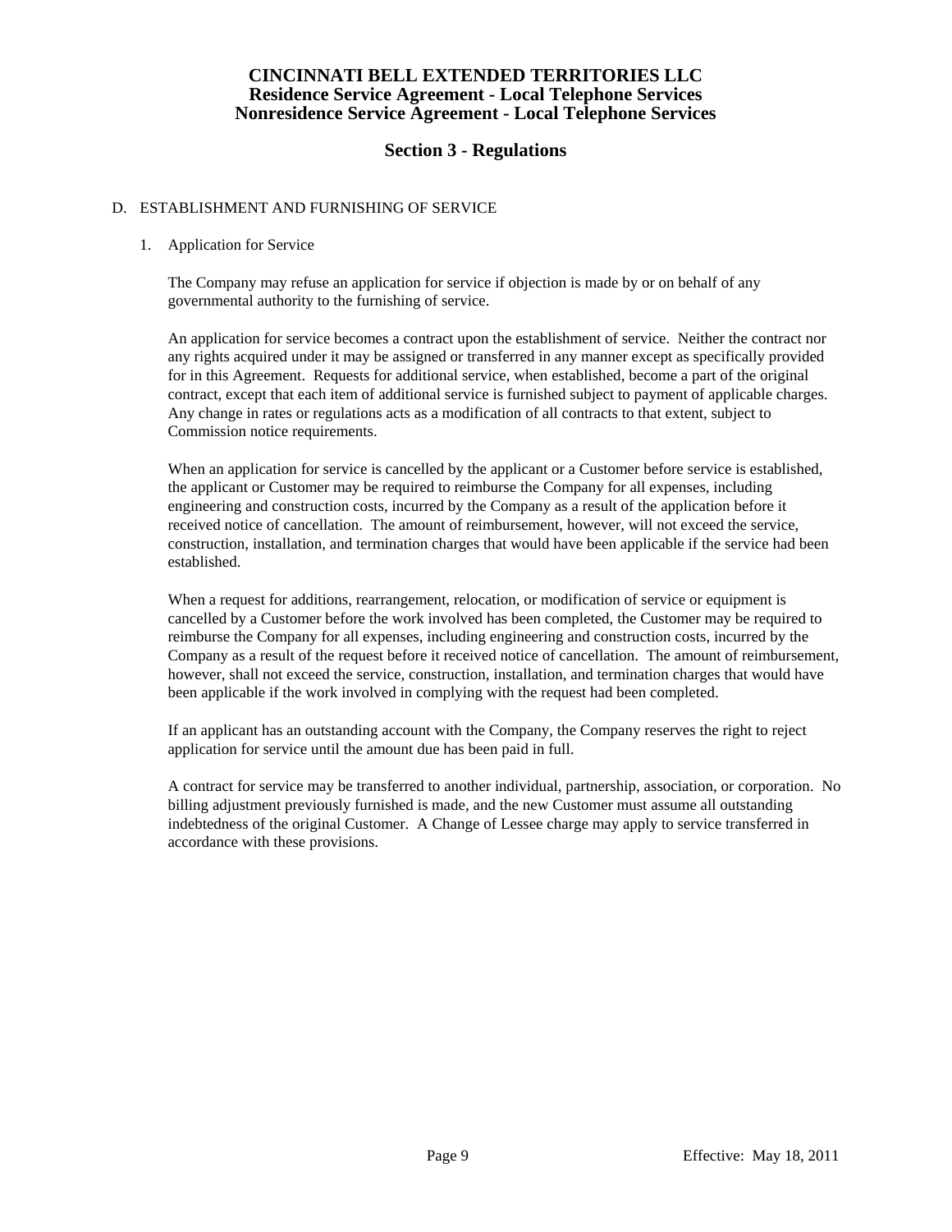# CINCINNATI BELL EXTENDED TERRITORIES LLC
## Residence Service Agreement - Local Telephone Services
## Nonresidence Service Agreement - Local Telephone Services

## Section 3 - Regulations

D. ESTABLISHMENT AND FURNISHING OF SERVICE

1. Application for Service

The Company may refuse an application for service if objection is made by or on behalf of any governmental authority to the furnishing of service.

An application for service becomes a contract upon the establishment of service. Neither the contract nor any rights acquired under it may be assigned or transferred in any manner except as specifically provided for in this Agreement. Requests for additional service, when established, become a part of the original contract, except that each item of additional service is furnished subject to payment of applicable charges. Any change in rates or regulations acts as a modification of all contracts to that extent, subject to Commission notice requirements.

When an application for service is cancelled by the applicant or a Customer before service is established, the applicant or Customer may be required to reimburse the Company for all expenses, including engineering and construction costs, incurred by the Company as a result of the application before it received notice of cancellation. The amount of reimbursement, however, will not exceed the service, construction, installation, and termination charges that would have been applicable if the service had been established.

When a request for additions, rearrangement, relocation, or modification of service or equipment is cancelled by a Customer before the work involved has been completed, the Customer may be required to reimburse the Company for all expenses, including engineering and construction costs, incurred by the Company as a result of the request before it received notice of cancellation. The amount of reimbursement, however, shall not exceed the service, construction, installation, and termination charges that would have been applicable if the work involved in complying with the request had been completed.

If an applicant has an outstanding account with the Company, the Company reserves the right to reject application for service until the amount due has been paid in full.

A contract for service may be transferred to another individual, partnership, association, or corporation. No billing adjustment previously furnished is made, and the new Customer must assume all outstanding indebtedness of the original Customer. A Change of Lessee charge may apply to service transferred in accordance with these provisions.

Effective: May 18, 2011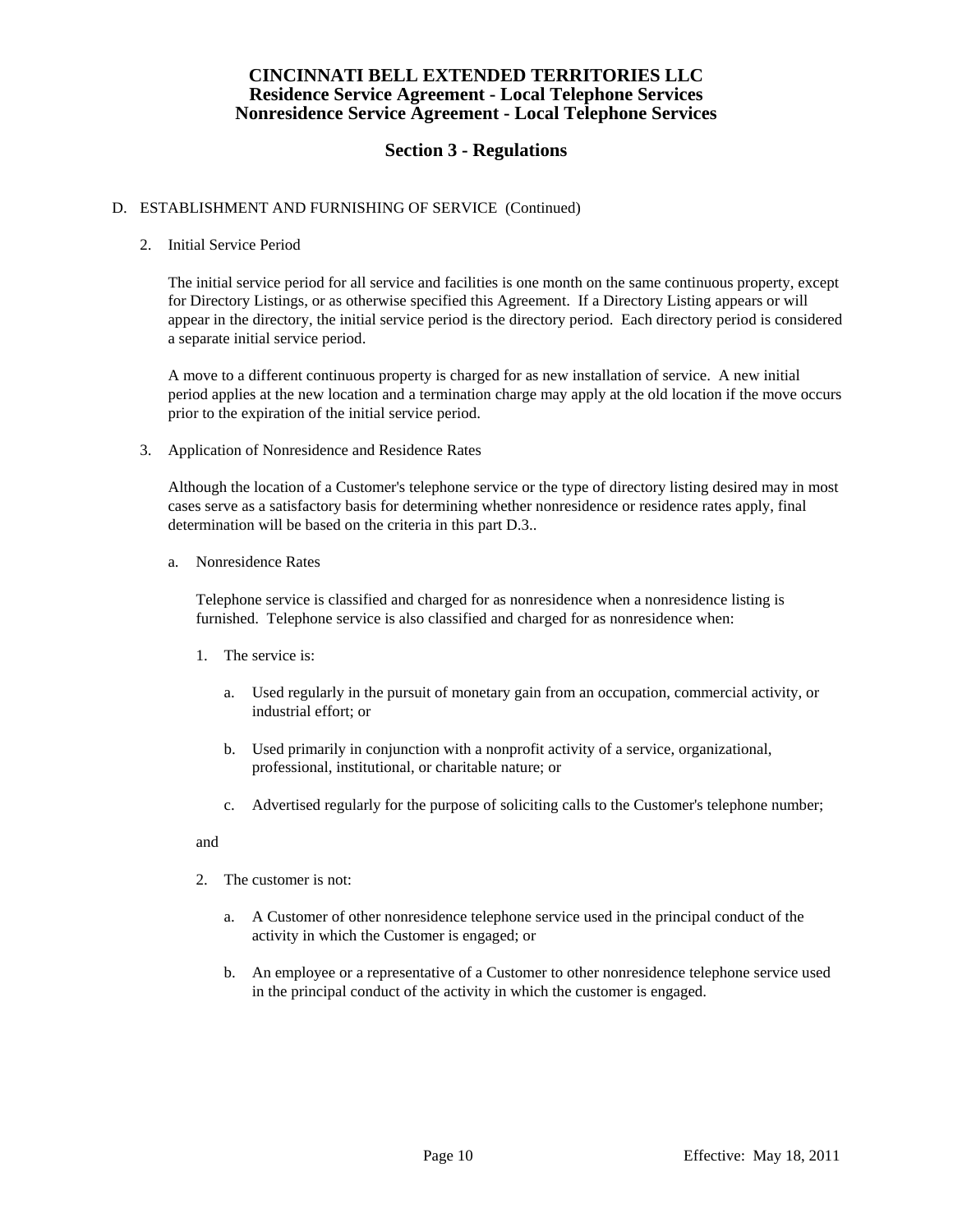# CINCINNATI BELL EXTENDED TERRITORIES LLC
## Residence Service Agreement - Local Telephone Services
## Nonresidence Service Agreement - Local Telephone Services

## Section 3 - Regulations

D. ESTABLISHMENT AND FURNISHING OF SERVICE (Continued)

2. Initial Service Period

   The initial service period for all service and facilities is one month on the same continuous property, except for Directory Listings, or as otherwise specified this Agreement. If a Directory Listing appears or will appear in the directory, the initial service period is the directory period. Each directory period is considered a separate initial service period.

   A move to a different continuous property is charged for as new installation of service. A new initial period applies at the new location and a termination charge may apply at the old location if the move occurs prior to the expiration of the initial service period.

3. Application of Nonresidence and Residence Rates

   Although the location of a Customer's telephone service or the type of directory listing desired may in most cases serve as a satisfactory basis for determining whether nonresidence or residence rates apply, final determination will be based on the criteria in this part D.3..

   a. Nonresidence Rates

      Telephone service is classified and charged for as nonresidence when a nonresidence listing is furnished. Telephone service is also classified and charged for as nonresidence when:

      1. The service is:

         a. Used regularly in the pursuit of monetary gain from an occupation, commercial activity, or industrial effort; or

         b. Used primarily in conjunction with a nonprofit activity of a service, organizational, professional, institutional, or charitable nature; or

         c. Advertised regularly for the purpose of soliciting calls to the Customer's telephone number;

      and

      2. The customer is not:

         a. A Customer of other nonresidence telephone service used in the principal conduct of the activity in which the Customer is engaged; or

         b. An employee or a representative of a Customer to other nonresidence telephone service used in the principal conduct of the activity in which the customer is engaged.

Effective: May 18, 2011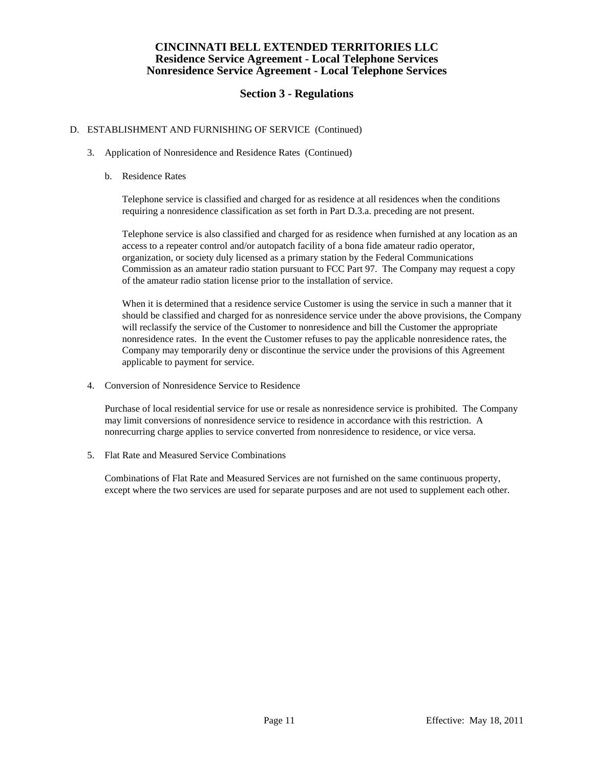# CINCINNATI BELL EXTENDED TERRITORIES LLC
## Residence Service Agreement - Local Telephone Services
## Nonresidence Service Agreement - Local Telephone Services

## Section 3 - Regulations

D. ESTABLISHMENT AND FURNISHING OF SERVICE (Continued)

3. Application of Nonresidence and Residence Rates (Continued)

   b. Residence Rates

      Telephone service is classified and charged for as residence at all residences when the conditions requiring a nonresidence classification as set forth in Part D.3.a. preceding are not present.

      Telephone service is also classified and charged for as residence when furnished at any location as an access to a repeater control and/or autopatch facility of a bona fide amateur radio operator, organization, or society duly licensed as a primary station by the Federal Communications Commission as an amateur radio station pursuant to FCC Part 97. The Company may request a copy of the amateur radio station license prior to the installation of service.

      When it is determined that a residence service Customer is using the service in such a manner that it should be classified and charged for as nonresidence service under the above provisions, the Company will reclassify the service of the Customer to nonresidence and bill the Customer the appropriate nonresidence rates. In the event the Customer refuses to pay the applicable nonresidence rates, the Company may temporarily deny or discontinue the service under the provisions of this Agreement applicable to payment for service.

4. Conversion of Nonresidence Service to Residence

   Purchase of local residential service for use or resale as nonresidence service is prohibited. The Company may limit conversions of nonresidence service to residence in accordance with this restriction. A nonrecurring charge applies to service converted from nonresidence to residence, or vice versa.

5. Flat Rate and Measured Service Combinations

   Combinations of Flat Rate and Measured Services are not furnished on the same continuous property, except where the two services are used for separate purposes and are not used to supplement each other.

Effective: May 18, 2011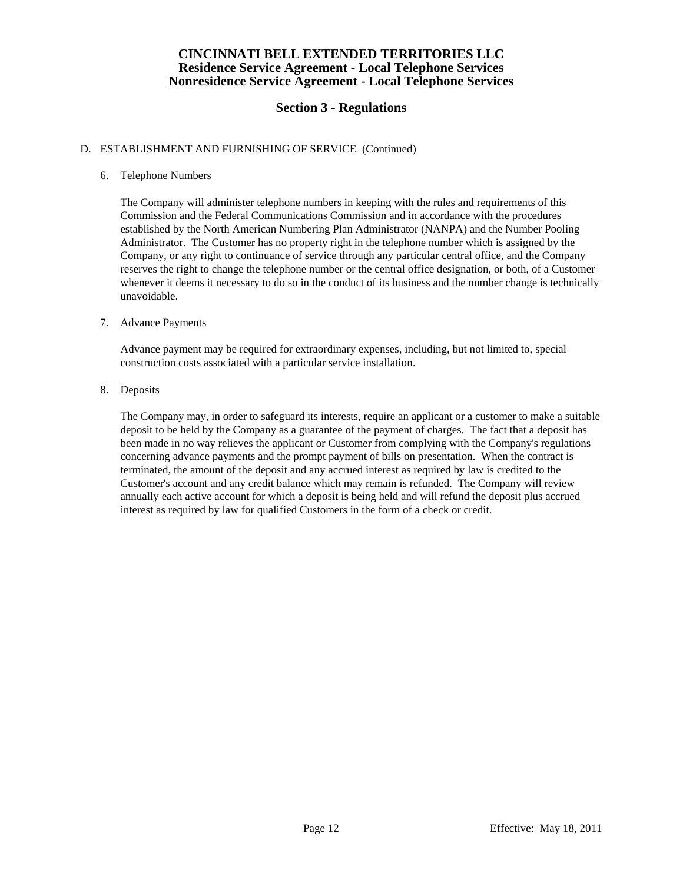# CINCINNATI BELL EXTENDED TERRITORIES LLC
## Residence Service Agreement - Local Telephone Services
## Nonresidence Service Agreement - Local Telephone Services

## Section 3 - Regulations

D. ESTABLISHMENT AND FURNISHING OF SERVICE (Continued)

6. Telephone Numbers

   The Company will administer telephone numbers in keeping with the rules and requirements of this Commission and the Federal Communications Commission and in accordance with the procedures established by the North American Numbering Plan Administrator (NANPA) and the Number Pooling Administrator. The Customer has no property right in the telephone number which is assigned by the Company, or any right to continuance of service through any particular central office, and the Company reserves the right to change the telephone number or the central office designation, or both, of a Customer whenever it deems it necessary to do so in the conduct of its business and the number change is technically unavoidable.

7. Advance Payments

   Advance payment may be required for extraordinary expenses, including, but not limited to, special construction costs associated with a particular service installation.

8. Deposits

   The Company may, in order to safeguard its interests, require an applicant or a customer to make a suitable deposit to be held by the Company as a guarantee of the payment of charges. The fact that a deposit has been made in no way relieves the applicant or Customer from complying with the Company's regulations concerning advance payments and the prompt payment of bills on presentation. When the contract is terminated, the amount of the deposit and any accrued interest as required by law is credited to the Customer's account and any credit balance which may remain is refunded. The Company will review annually each active account for which a deposit is being held and will refund the deposit plus accrued interest as required by law for qualified Customers in the form of a check or credit.

Effective: May 18, 2011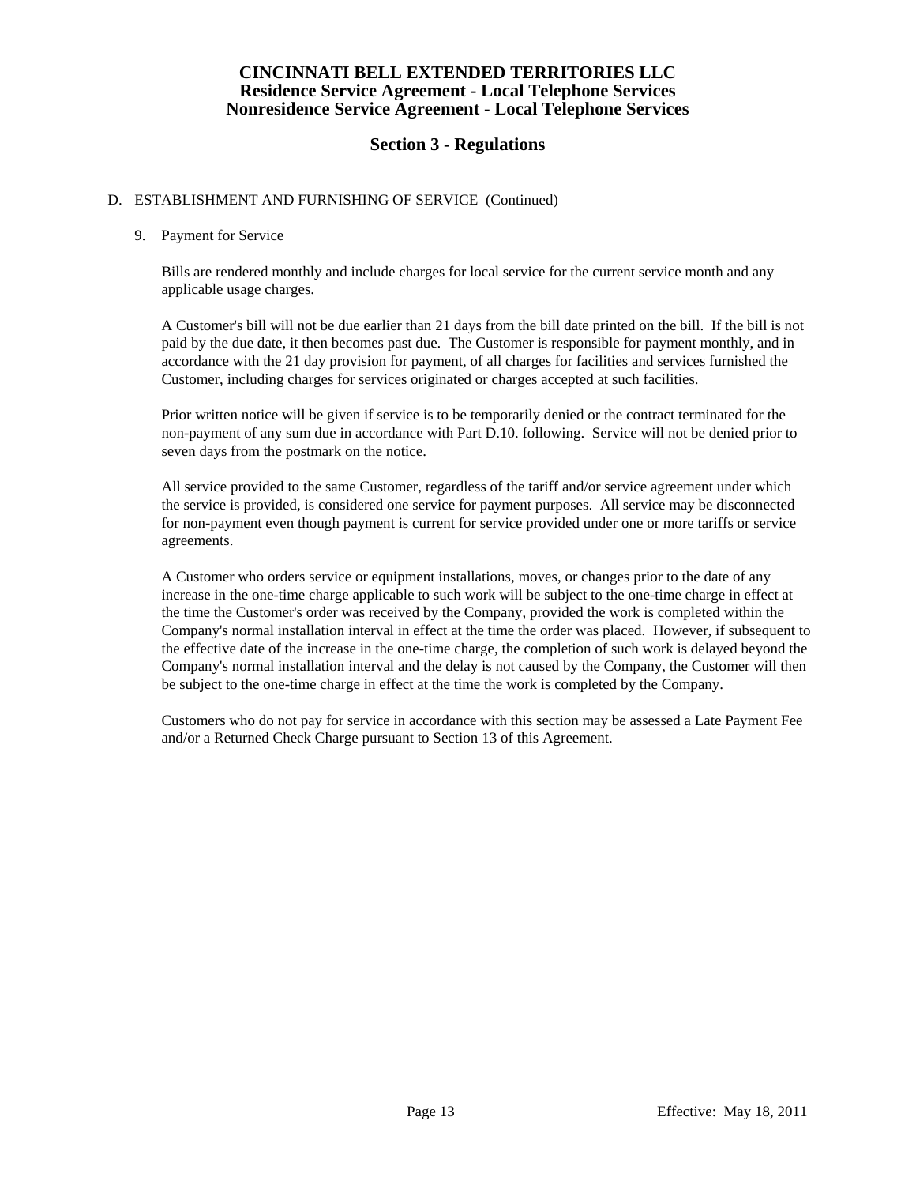# CINCINNATI BELL EXTENDED TERRITORIES LLC
## Residence Service Agreement - Local Telephone Services
## Nonresidence Service Agreement - Local Telephone Services

## Section 3 - Regulations

D. ESTABLISHMENT AND FURNISHING OF SERVICE (Continued)

9. Payment for Service

Bills are rendered monthly and include charges for local service for the current service month and any applicable usage charges.

A Customer's bill will not be due earlier than 21 days from the bill date printed on the bill. If the bill is not paid by the due date, it then becomes past due. The Customer is responsible for payment monthly, and in accordance with the 21 day provision for payment, of all charges for facilities and services furnished the Customer, including charges for services originated or charges accepted at such facilities.

Prior written notice will be given if service is to be temporarily denied or the contract terminated for the non-payment of any sum due in accordance with Part D.10. following. Service will not be denied prior to seven days from the postmark on the notice.

All service provided to the same Customer, regardless of the tariff and/or service agreement under which the service is provided, is considered one service for payment purposes. All service may be disconnected for non-payment even though payment is current for service provided under one or more tariffs or service agreements.

A Customer who orders service or equipment installations, moves, or changes prior to the date of any increase in the one-time charge applicable to such work will be subject to the one-time charge in effect at the time the Customer's order was received by the Company, provided the work is completed within the Company's normal installation interval in effect at the time the order was placed. However, if subsequent to the effective date of the increase in the one-time charge, the completion of such work is delayed beyond the Company's normal installation interval and the delay is not caused by the Company, the Customer will then be subject to the one-time charge in effect at the time the work is completed by the Company.

Customers who do not pay for service in accordance with this section may be assessed a Late Payment Fee and/or a Returned Check Charge pursuant to Section 13 of this Agreement.

Effective: May 18, 2011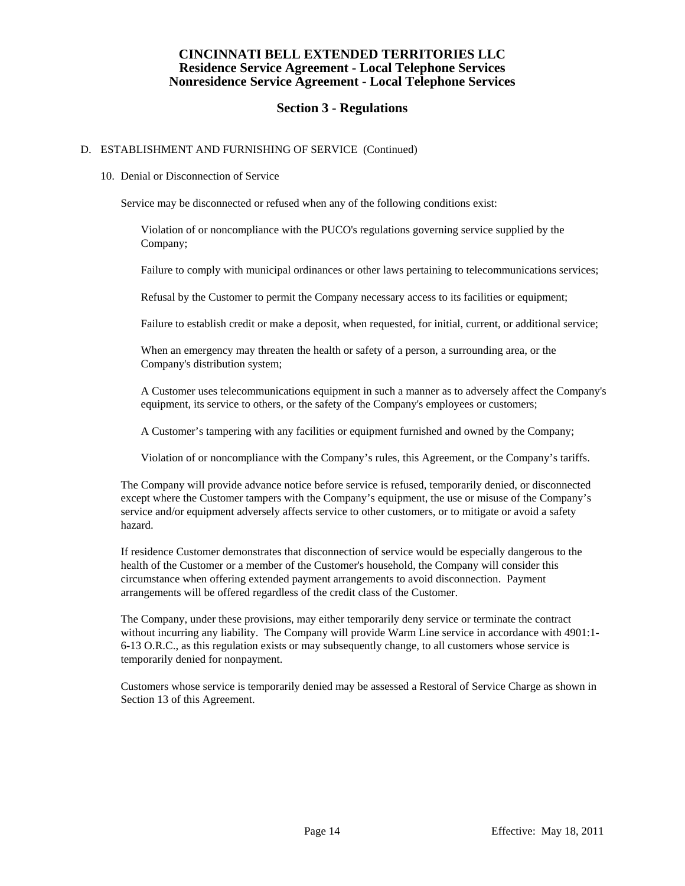# CINCINNATI BELL EXTENDED TERRITORIES LLC
## Residence Service Agreement - Local Telephone Services
## Nonresidence Service Agreement - Local Telephone Services

## Section 3 - Regulations

D. ESTABLISHMENT AND FURNISHING OF SERVICE (Continued)

10. Denial or Disconnection of Service

Service may be disconnected or refused when any of the following conditions exist:

Violation of or noncompliance with the PUCO's regulations governing service supplied by the Company;

Failure to comply with municipal ordinances or other laws pertaining to telecommunications services;

Refusal by the Customer to permit the Company necessary access to its facilities or equipment;

Failure to establish credit or make a deposit, when requested, for initial, current, or additional service;

When an emergency may threaten the health or safety of a person, a surrounding area, or the Company's distribution system;

A Customer uses telecommunications equipment in such a manner as to adversely affect the Company's equipment, its service to others, or the safety of the Company's employees or customers;

A Customer's tampering with any facilities or equipment furnished and owned by the Company;

Violation of or noncompliance with the Company's rules, this Agreement, or the Company's tariffs.

The Company will provide advance notice before service is refused, temporarily denied, or disconnected except where the Customer tampers with the Company's equipment, the use or misuse of the Company's service and/or equipment adversely affects service to other customers, or to mitigate or avoid a safety hazard.

If residence Customer demonstrates that disconnection of service would be especially dangerous to the health of the Customer or a member of the Customer's household, the Company will consider this circumstance when offering extended payment arrangements to avoid disconnection. Payment arrangements will be offered regardless of the credit class of the Customer.

The Company, under these provisions, may either temporarily deny service or terminate the contract without incurring any liability. The Company will provide Warm Line service in accordance with 4901:1-6-13 O.R.C., as this regulation exists or may subsequently change, to all customers whose service is temporarily denied for nonpayment.

Customers whose service is temporarily denied may be assessed a Restoral of Service Charge as shown in Section 13 of this Agreement.

Effective: May 18, 2011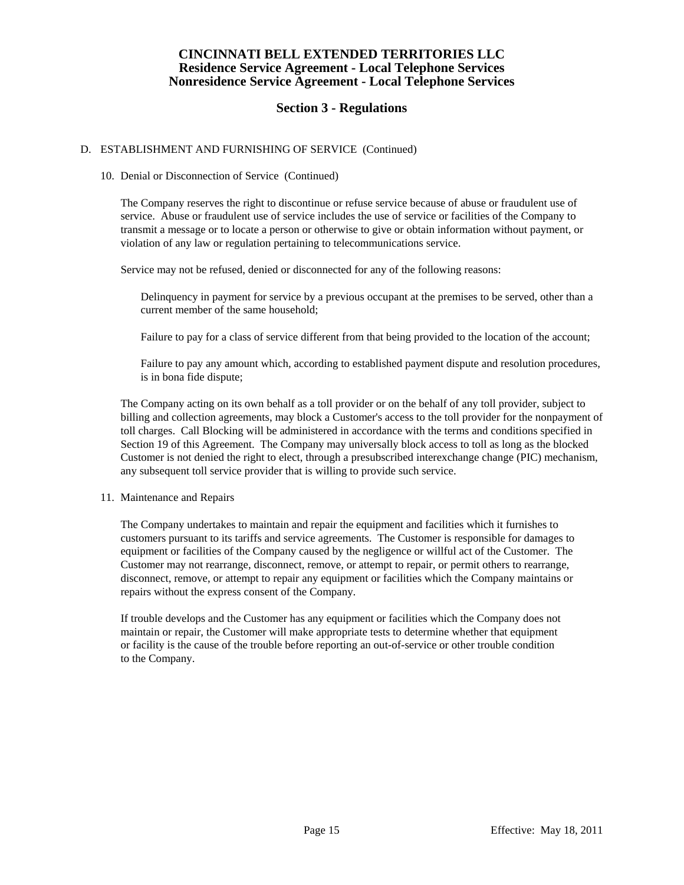# CINCINNATI BELL EXTENDED TERRITORIES LLC
## Residence Service Agreement - Local Telephone Services
## Nonresidence Service Agreement - Local Telephone Services

## Section 3 - Regulations

D. ESTABLISHMENT AND FURNISHING OF SERVICE (Continued)

10. Denial or Disconnection of Service (Continued)

The Company reserves the right to discontinue or refuse service because of abuse or fraudulent use of service. Abuse or fraudulent use of service includes the use of service or facilities of the Company to transmit a message or to locate a person or otherwise to give or obtain information without payment, or violation of any law or regulation pertaining to telecommunications service.

Service may not be refused, denied or disconnected for any of the following reasons:

Delinquency in payment for service by a previous occupant at the premises to be served, other than a current member of the same household;

Failure to pay for a class of service different from that being provided to the location of the account;

Failure to pay any amount which, according to established payment dispute and resolution procedures, is in bona fide dispute;

The Company acting on its own behalf as a toll provider or on the behalf of any toll provider, subject to billing and collection agreements, may block a Customer's access to the toll provider for the nonpayment of toll charges. Call Blocking will be administered in accordance with the terms and conditions specified in Section 19 of this Agreement. The Company may universally block access to toll as long as the blocked Customer is not denied the right to elect, through a presubscribed interexchange change (PIC) mechanism, any subsequent toll service provider that is willing to provide such service.

11. Maintenance and Repairs

The Company undertakes to maintain and repair the equipment and facilities which it furnishes to customers pursuant to its tariffs and service agreements. The Customer is responsible for damages to equipment or facilities of the Company caused by the negligence or willful act of the Customer. The Customer may not rearrange, disconnect, remove, or attempt to repair, or permit others to rearrange, disconnect, remove, or attempt to repair any equipment or facilities which the Company maintains or repairs without the express consent of the Company.

If trouble develops and the Customer has any equipment or facilities which the Company does not maintain or repair, the Customer will make appropriate tests to determine whether that equipment or facility is the cause of the trouble before reporting an out-of-service or other trouble condition to the Company.

Effective: May 18, 2011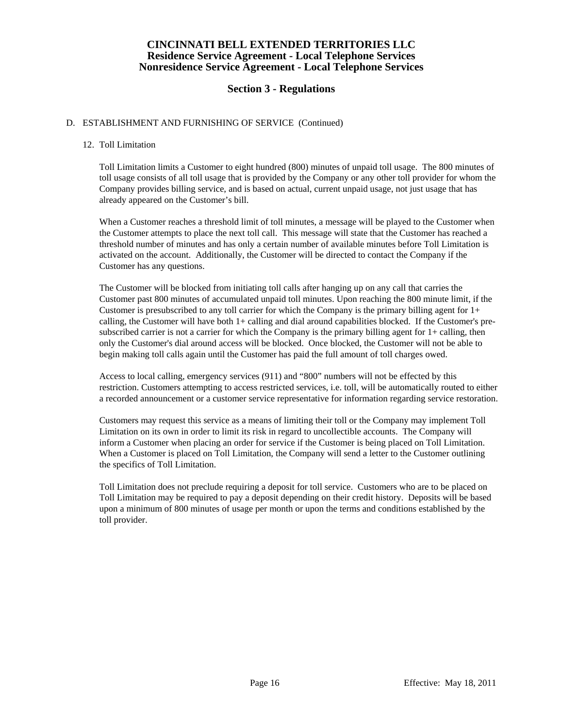## D. ESTABLISHMENT AND FURNISHING OF SERVICE (Continued)

### 12. Toll Limitation

Toll Limitation limits a Customer to eight hundred (800) minutes of unpaid toll usage. The 800 minutes of toll usage consists of all toll usage that is provided by the Company or any other toll provider for whom the Company provides billing service, and is based on actual, current unpaid usage, not just usage that has already appeared on the Customer's bill.

When a Customer reaches a threshold limit of toll minutes, a message will be played to the Customer when the Customer attempts to place the next toll call. This message will state that the Customer has reached a threshold number of minutes and has only a certain number of available minutes before Toll Limitation is activated on the account. Additionally, the Customer will be directed to contact the Company if the Customer has any questions.

The Customer will be blocked from initiating toll calls after hanging up on any call that carries the Customer past 800 minutes of accumulated unpaid toll minutes. Upon reaching the 800 minute limit, if the Customer is presubscribed to any toll carrier for which the Company is the primary billing agent for 1+ calling, the Customer will have both 1+ calling and dial around capabilities blocked. If the Customer's pre-subscribed carrier is not a carrier for which the Company is the primary billing agent for 1+ calling, then only the Customer's dial around access will be blocked. Once blocked, the Customer will not be able to begin making toll calls again until the Customer has paid the full amount of toll charges owed.

Access to local calling, emergency services (911) and "800" numbers will not be effected by this restriction. Customers attempting to access restricted services, i.e. toll, will be automatically routed to either a recorded announcement or a customer service representative for information regarding service restoration.

Customers may request this service as a means of limiting their toll or the Company may implement Toll Limitation on its own in order to limit its risk in regard to uncollectible accounts. The Company will inform a Customer when placing an order for service if the Customer is being placed on Toll Limitation. When a Customer is placed on Toll Limitation, the Company will send a letter to the Customer outlining the specifics of Toll Limitation.

Toll Limitation does not preclude requiring a deposit for toll service. Customers who are to be placed on Toll Limitation may be required to pay a deposit depending on their credit history. Deposits will be based upon a minimum of 800 minutes of usage per month or upon the terms and conditions established by the toll provider.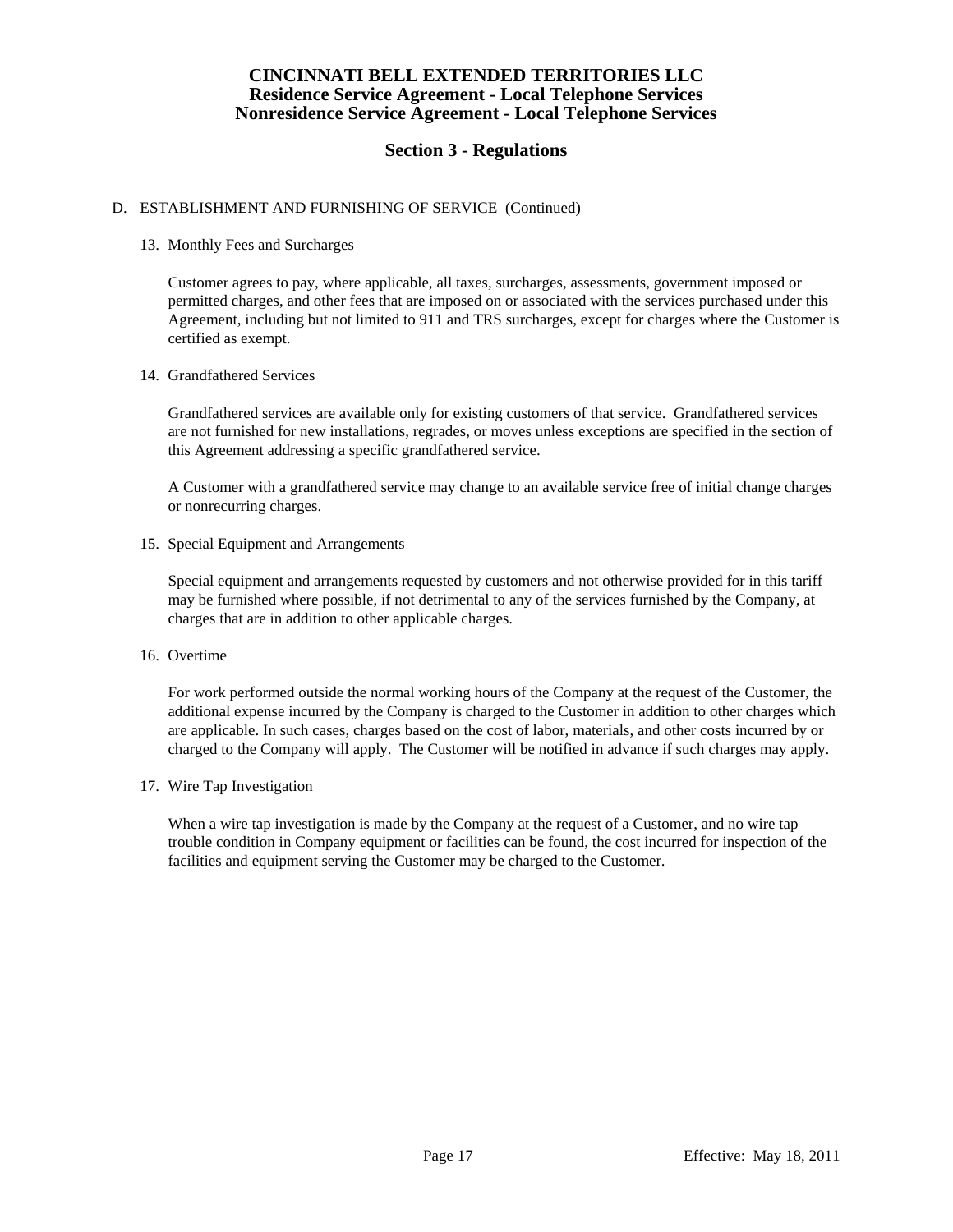# CINCINNATI BELL EXTENDED TERRITORIES LLC
## Residence Service Agreement - Local Telephone Services
## Nonresidence Service Agreement - Local Telephone Services

## Section 3 - Regulations

D. ESTABLISHMENT AND FURNISHING OF SERVICE (Continued)

13. Monthly Fees and Surcharges

    Customer agrees to pay, where applicable, all taxes, surcharges, assessments, government imposed or permitted charges, and other fees that are imposed on or associated with the services purchased under this Agreement, including but not limited to 911 and TRS surcharges, except for charges where the Customer is certified as exempt.

14. Grandfathered Services

    Grandfathered services are available only for existing customers of that service. Grandfathered services are not furnished for new installations, regrades, or moves unless exceptions are specified in the section of this Agreement addressing a specific grandfathered service.

    A Customer with a grandfathered service may change to an available service free of initial change charges or nonrecurring charges.

15. Special Equipment and Arrangements

    Special equipment and arrangements requested by customers and not otherwise provided for in this tariff may be furnished where possible, if not detrimental to any of the services furnished by the Company, at charges that are in addition to other applicable charges.

16. Overtime

    For work performed outside the normal working hours of the Company at the request of the Customer, the additional expense incurred by the Company is charged to the Customer in addition to other charges which are applicable. In such cases, charges based on the cost of labor, materials, and other costs incurred by or charged to the Company will apply. The Customer will be notified in advance if such charges may apply.

17. Wire Tap Investigation

    When a wire tap investigation is made by the Company at the request of a Customer, and no wire tap trouble condition in Company equipment or facilities can be found, the cost incurred for inspection of the facilities and equipment serving the Customer may be charged to the Customer.

Effective: May 18, 2011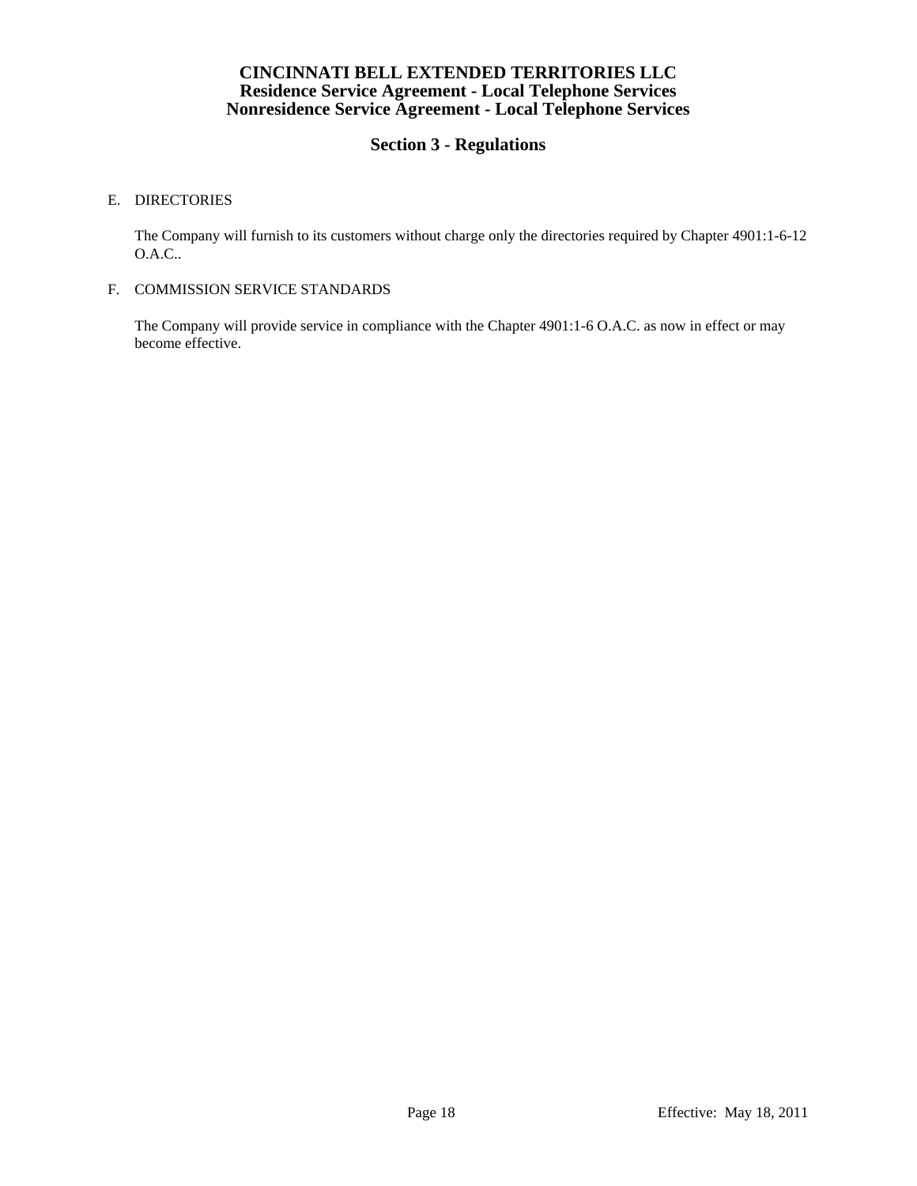E. DIRECTORIES

The Company will furnish to its customers without charge only the directories required by Chapter 4901:1-6-12 O.A.C..

F. COMMISSION SERVICE STANDARDS

The Company will provide service in compliance with the Chapter 4901:1-6 O.A.C. as now in effect or may become effective.